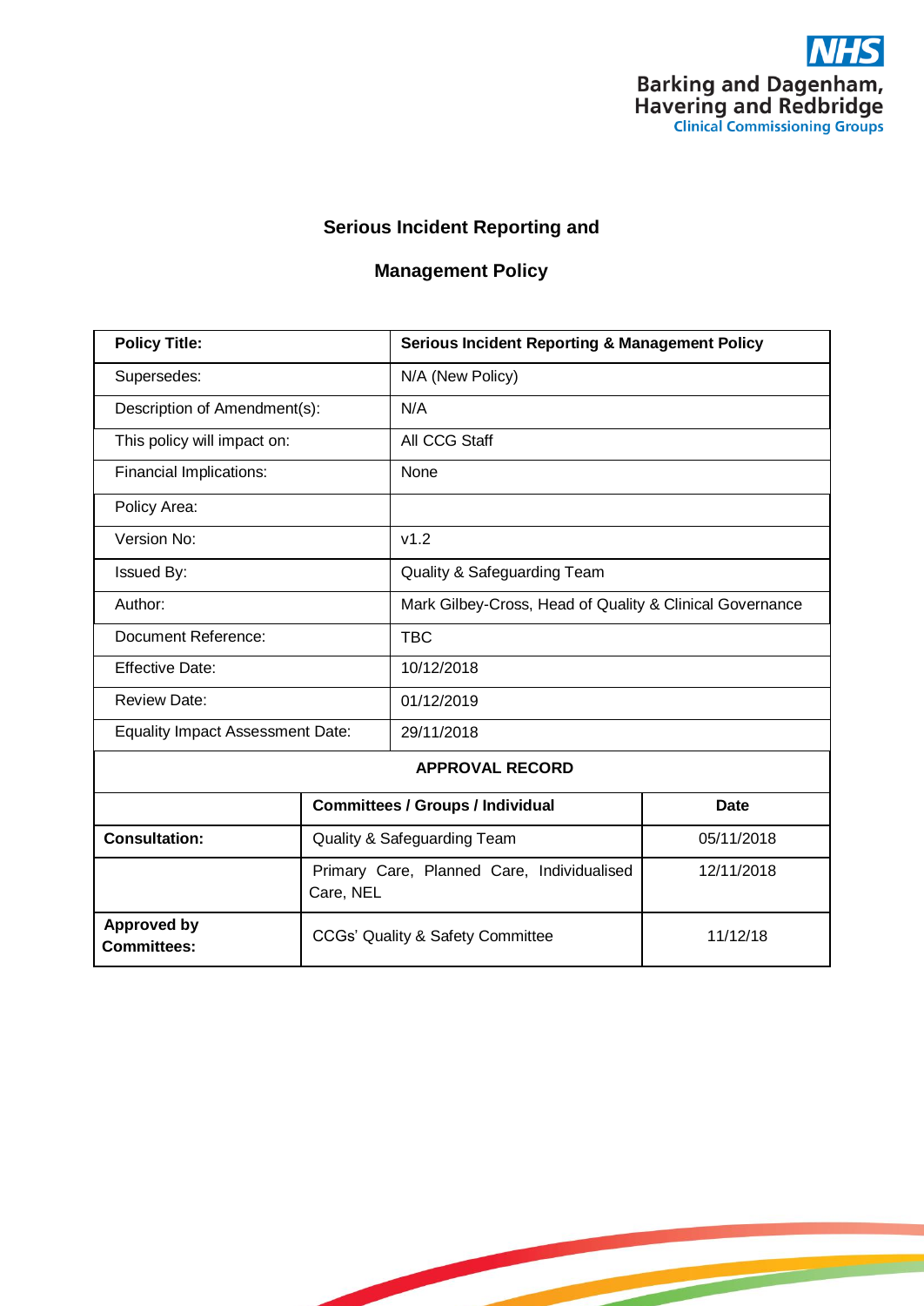NHS
Barking and Dagenham, Havering and Redbridge
Clinical Commissioning Groups

# Serious Incident Reporting and Management Policy

| Policy Title: | Serious Incident Reporting & Management Policy | |
|---|---|---|
| Supersedes: | N/A (New Policy) | |
| Description of Amendment(s): | N/A | |
| This policy will impact on: | All CCG Staff | |
| Financial Implications: | None | |
| Policy Area: | | |
| Version No: | v1.2 | |
| Issued By: | Quality & Safeguarding Team | |
| Author: | Mark Gilbey-Cross, Head of Quality & Clinical Governance | |
| Document Reference: | TBC | |
| Effective Date: | 10/12/2018 | |
| Review Date: | 01/12/2019 | |
| Equality Impact Assessment Date: | 29/11/2018 | |
| **APPROVAL RECORD** | | |
| | **Committees / Groups / Individual** | **Date** |
| **Consultation:** | Quality & Safeguarding Team | 05/11/2018 |
| | Primary Care, Planned Care, Individualised Care, NEL | 12/11/2018 |
| **Approved by Committees:** | CCGs' Quality & Safety Committee | 11/12/18 |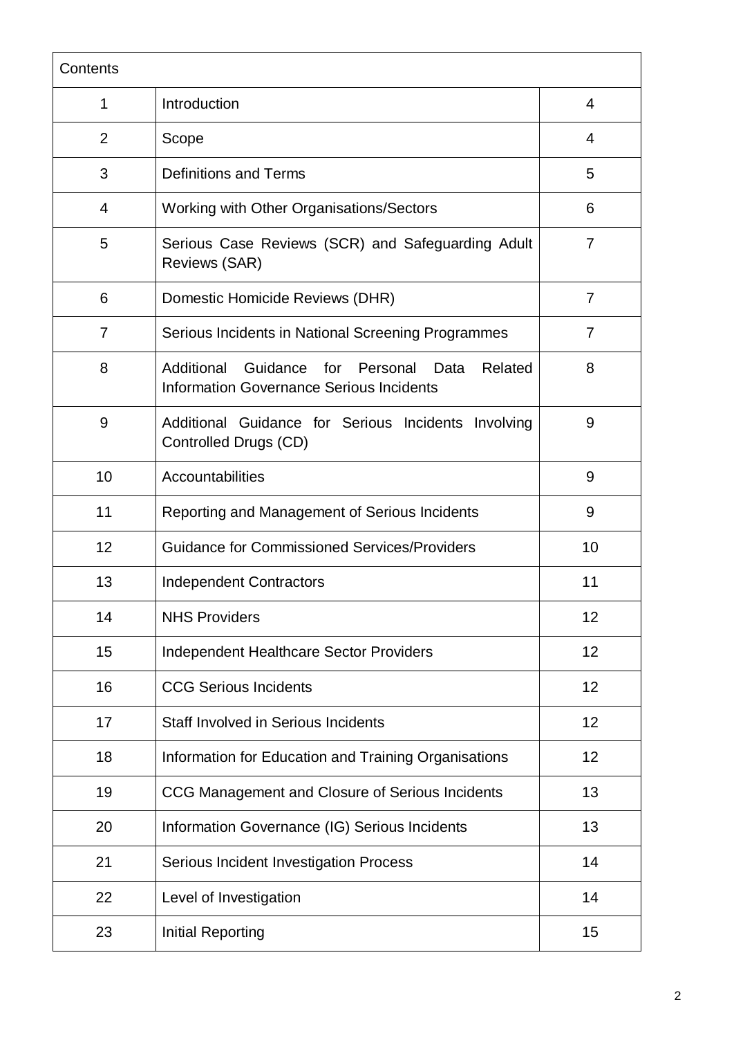| Contents | | |
|---|---|---|
| 1 | Introduction | 4 |
| 2 | Scope | 4 |
| 3 | Definitions and Terms | 5 |
| 4 | Working with Other Organisations/Sectors | 6 |
| 5 | Serious Case Reviews (SCR) and Safeguarding Adult Reviews (SAR) | 7 |
| 6 | Domestic Homicide Reviews (DHR) | 7 |
| 7 | Serious Incidents in National Screening Programmes | 7 |
| 8 | Additional Guidance for Personal Data Related Information Governance Serious Incidents | 8 |
| 9 | Additional Guidance for Serious Incidents Involving Controlled Drugs (CD) | 9 |
| 10 | Accountabilities | 9 |
| 11 | Reporting and Management of Serious Incidents | 9 |
| 12 | Guidance for Commissioned Services/Providers | 10 |
| 13 | Independent Contractors | 11 |
| 14 | NHS Providers | 12 |
| 15 | Independent Healthcare Sector Providers | 12 |
| 16 | CCG Serious Incidents | 12 |
| 17 | Staff Involved in Serious Incidents | 12 |
| 18 | Information for Education and Training Organisations | 12 |
| 19 | CCG Management and Closure of Serious Incidents | 13 |
| 20 | Information Governance (IG) Serious Incidents | 13 |
| 21 | Serious Incident Investigation Process | 14 |
| 22 | Level of Investigation | 14 |
| 23 | Initial Reporting | 15 |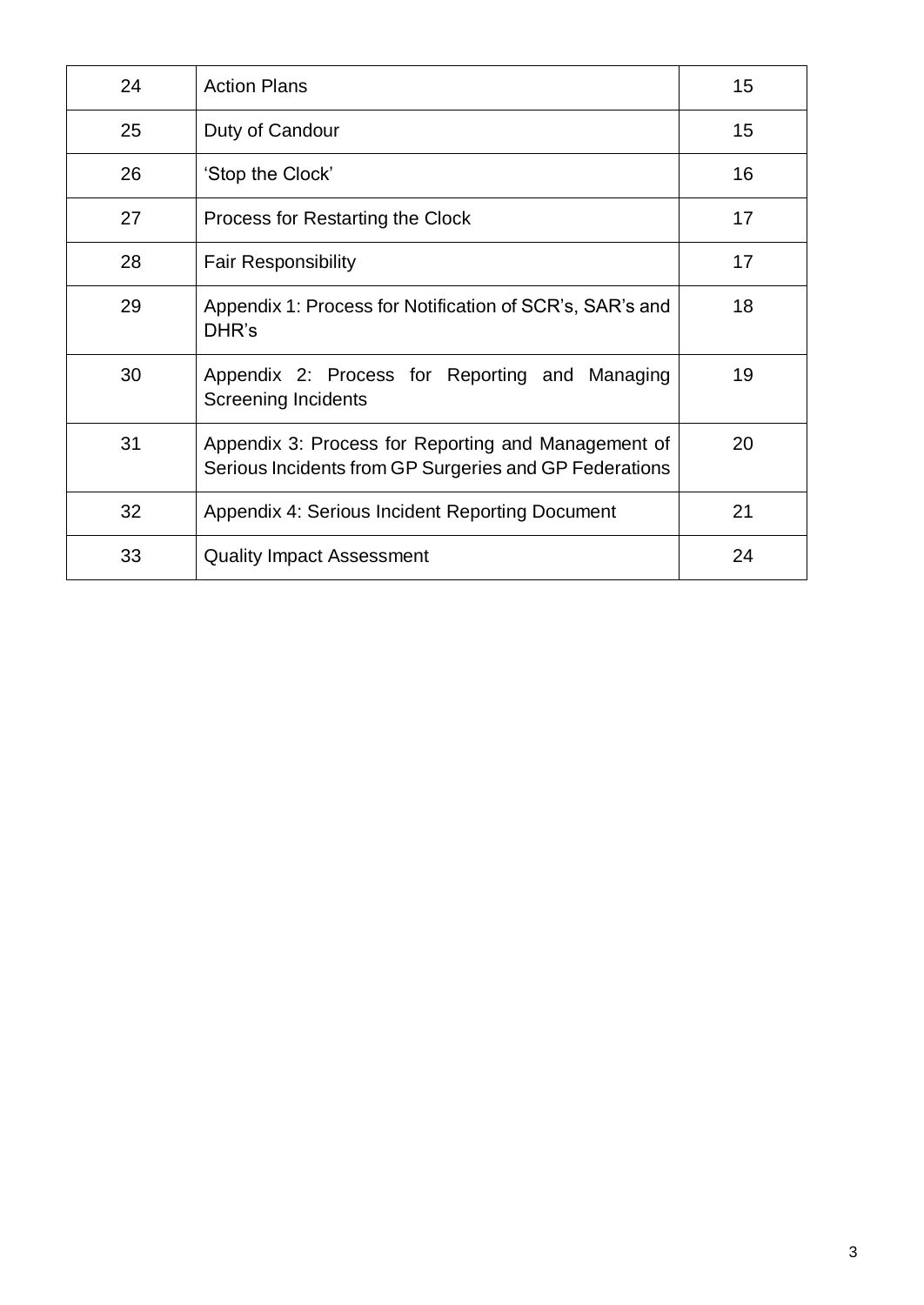| | | |
|---|---|---|
| 24 | Action Plans | 15 |
| 25 | Duty of Candour | 15 |
| 26 | 'Stop the Clock' | 16 |
| 27 | Process for Restarting the Clock | 17 |
| 28 | Fair Responsibility | 17 |
| 29 | Appendix 1: Process for Notification of SCR's, SAR's and DHR's | 18 |
| 30 | Appendix 2: Process for Reporting and Managing Screening Incidents | 19 |
| 31 | Appendix 3: Process for Reporting and Management of Serious Incidents from GP Surgeries and GP Federations | 20 |
| 32 | Appendix 4: Serious Incident Reporting Document | 21 |
| 33 | Quality Impact Assessment | 24 |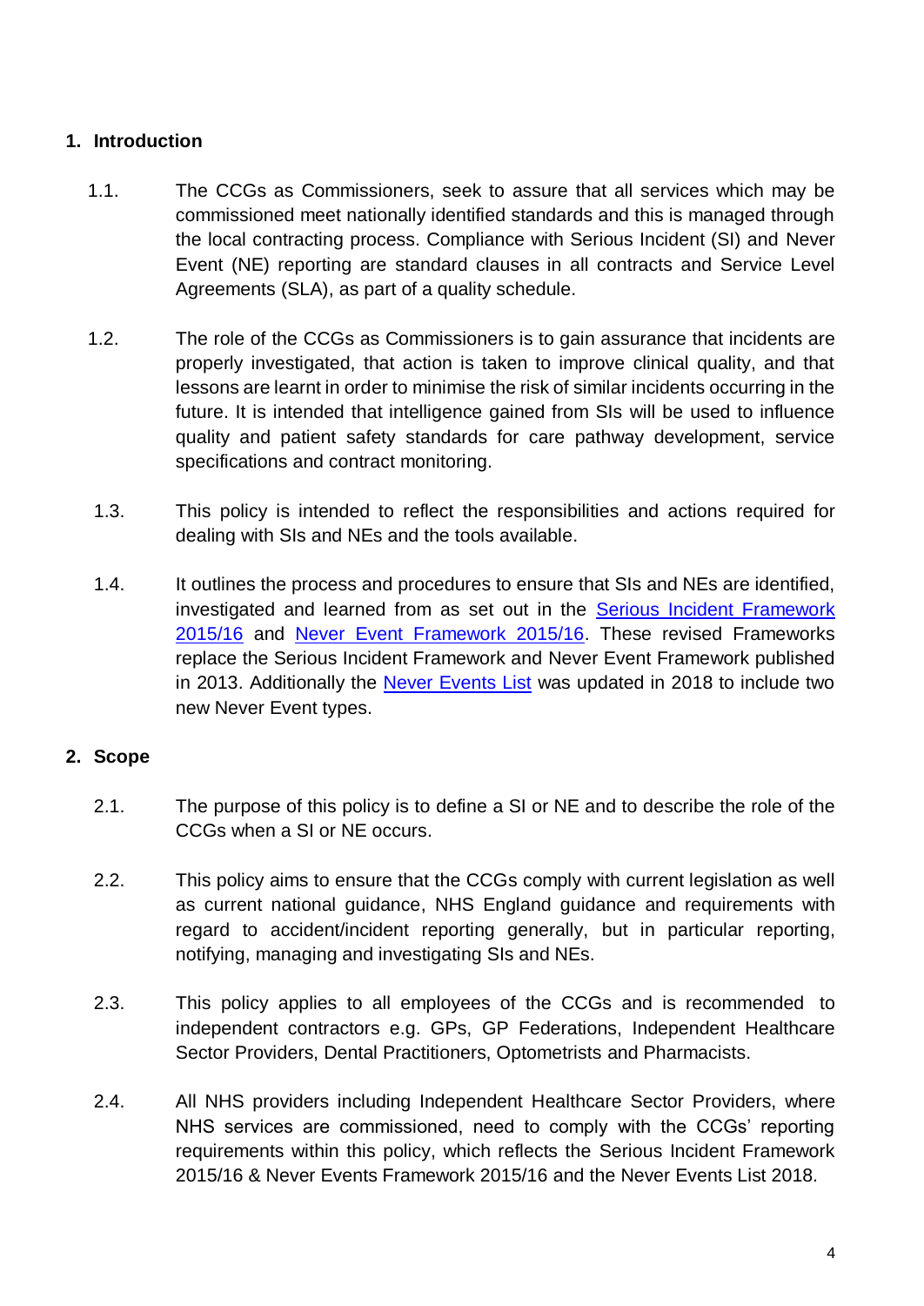## 1. Introduction

1.1. The CCGs as Commissioners, seek to assure that all services which may be commissioned meet nationally identified standards and this is managed through the local contracting process. Compliance with Serious Incident (SI) and Never Event (NE) reporting are standard clauses in all contracts and Service Level Agreements (SLA), as part of a quality schedule.

1.2. The role of the CCGs as Commissioners is to gain assurance that incidents are properly investigated, that action is taken to improve clinical quality, and that lessons are learnt in order to minimise the risk of similar incidents occurring in the future. It is intended that intelligence gained from SIs will be used to influence quality and patient safety standards for care pathway development, service specifications and contract monitoring.

1.3. This policy is intended to reflect the responsibilities and actions required for dealing with SIs and NEs and the tools available.

1.4. It outlines the process and procedures to ensure that SIs and NEs are identified, investigated and learned from as set out in the Serious Incident Framework 2015/16 and Never Event Framework 2015/16. These revised Frameworks replace the Serious Incident Framework and Never Event Framework published in 2013. Additionally the Never Events List was updated in 2018 to include two new Never Event types.

## 2. Scope

2.1. The purpose of this policy is to define a SI or NE and to describe the role of the CCGs when a SI or NE occurs.

2.2. This policy aims to ensure that the CCGs comply with current legislation as well as current national guidance, NHS England guidance and requirements with regard to accident/incident reporting generally, but in particular reporting, notifying, managing and investigating SIs and NEs.

2.3. This policy applies to all employees of the CCGs and is recommended to independent contractors e.g. GPs, GP Federations, Independent Healthcare Sector Providers, Dental Practitioners, Optometrists and Pharmacists.

2.4. All NHS providers including Independent Healthcare Sector Providers, where NHS services are commissioned, need to comply with the CCGs' reporting requirements within this policy, which reflects the Serious Incident Framework 2015/16 & Never Events Framework 2015/16 and the Never Events List 2018.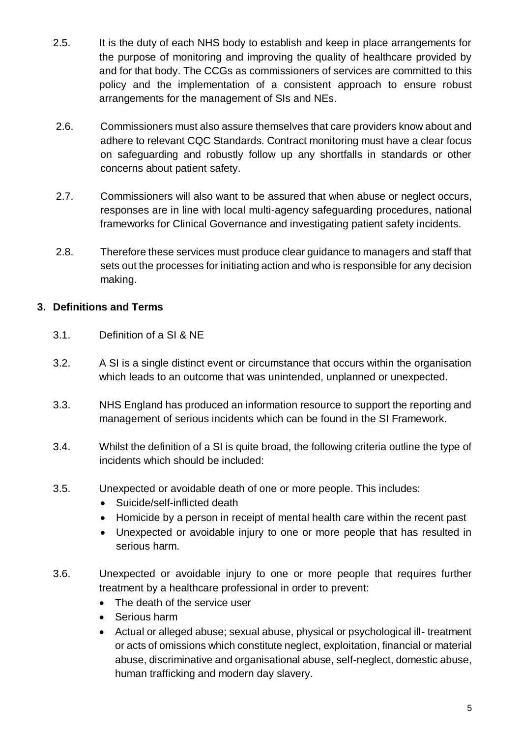2.5. It is the duty of each NHS body to establish and keep in place arrangements for the purpose of monitoring and improving the quality of healthcare provided by and for that body. The CCGs as commissioners of services are committed to this policy and the implementation of a consistent approach to ensure robust arrangements for the management of SIs and NEs.

2.6. Commissioners must also assure themselves that care providers know about and adhere to relevant CQC Standards. Contract monitoring must have a clear focus on safeguarding and robustly follow up any shortfalls in standards or other concerns about patient safety.

2.7. Commissioners will also want to be assured that when abuse or neglect occurs, responses are in line with local multi-agency safeguarding procedures, national frameworks for Clinical Governance and investigating patient safety incidents.

2.8. Therefore these services must produce clear guidance to managers and staff that sets out the processes for initiating action and who is responsible for any decision making.

## 3. Definitions and Terms

3.1. Definition of a SI & NE

3.2. A SI is a single distinct event or circumstance that occurs within the organisation which leads to an outcome that was unintended, unplanned or unexpected.

3.3. NHS England has produced an information resource to support the reporting and management of serious incidents which can be found in the SI Framework.

3.4. Whilst the definition of a SI is quite broad, the following criteria outline the type of incidents which should be included:

3.5. Unexpected or avoidable death of one or more people. This includes:

- Suicide/self-inflicted death
- Homicide by a person in receipt of mental health care within the recent past
- Unexpected or avoidable injury to one or more people that has resulted in serious harm.

3.6. Unexpected or avoidable injury to one or more people that requires further treatment by a healthcare professional in order to prevent:

- The death of the service user
- Serious harm
- Actual or alleged abuse; sexual abuse, physical or psychological ill- treatment or acts of omissions which constitute neglect, exploitation, financial or material abuse, discriminative and organisational abuse, self-neglect, domestic abuse, human trafficking and modern day slavery.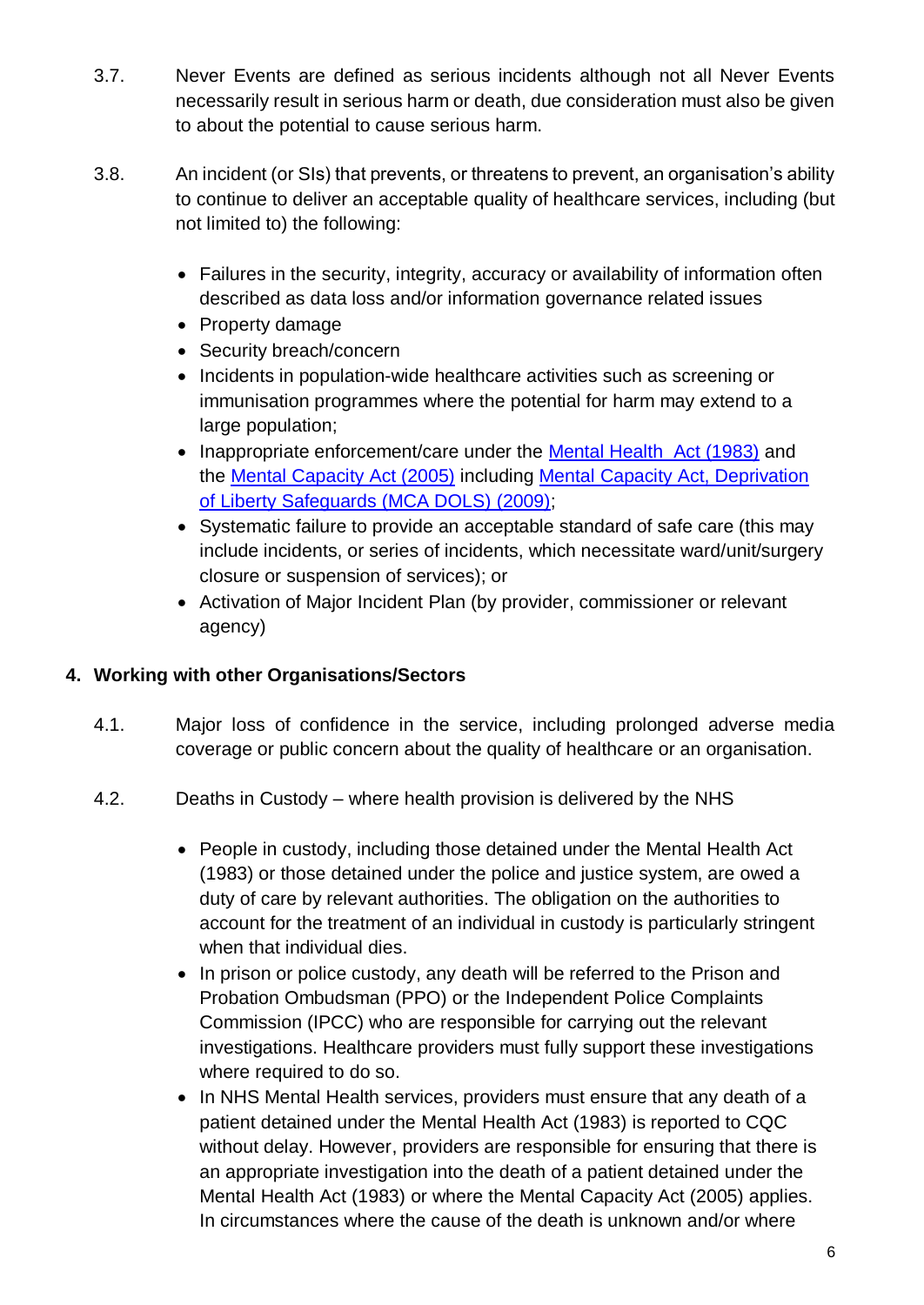3.7. Never Events are defined as serious incidents although not all Never Events necessarily result in serious harm or death, due consideration must also be given to about the potential to cause serious harm.

3.8. An incident (or SIs) that prevents, or threatens to prevent, an organisation's ability to continue to deliver an acceptable quality of healthcare services, including (but not limited to) the following:

- Failures in the security, integrity, accuracy or availability of information often described as data loss and/or information governance related issues
- Property damage
- Security breach/concern
- Incidents in population-wide healthcare activities such as screening or immunisation programmes where the potential for harm may extend to a large population;
- Inappropriate enforcement/care under the Mental Health Act (1983) and the Mental Capacity Act (2005) including Mental Capacity Act, Deprivation of Liberty Safeguards (MCA DOLS) (2009);
- Systematic failure to provide an acceptable standard of safe care (this may include incidents, or series of incidents, which necessitate ward/unit/surgery closure or suspension of services); or
- Activation of Major Incident Plan (by provider, commissioner or relevant agency)

## 4. Working with other Organisations/Sectors

4.1. Major loss of confidence in the service, including prolonged adverse media coverage or public concern about the quality of healthcare or an organisation.

4.2. Deaths in Custody – where health provision is delivered by the NHS

- People in custody, including those detained under the Mental Health Act (1983) or those detained under the police and justice system, are owed a duty of care by relevant authorities. The obligation on the authorities to account for the treatment of an individual in custody is particularly stringent when that individual dies.
- In prison or police custody, any death will be referred to the Prison and Probation Ombudsman (PPO) or the Independent Police Complaints Commission (IPCC) who are responsible for carrying out the relevant investigations. Healthcare providers must fully support these investigations where required to do so.
- In NHS Mental Health services, providers must ensure that any death of a patient detained under the Mental Health Act (1983) is reported to CQC without delay. However, providers are responsible for ensuring that there is an appropriate investigation into the death of a patient detained under the Mental Health Act (1983) or where the Mental Capacity Act (2005) applies. In circumstances where the cause of the death is unknown and/or where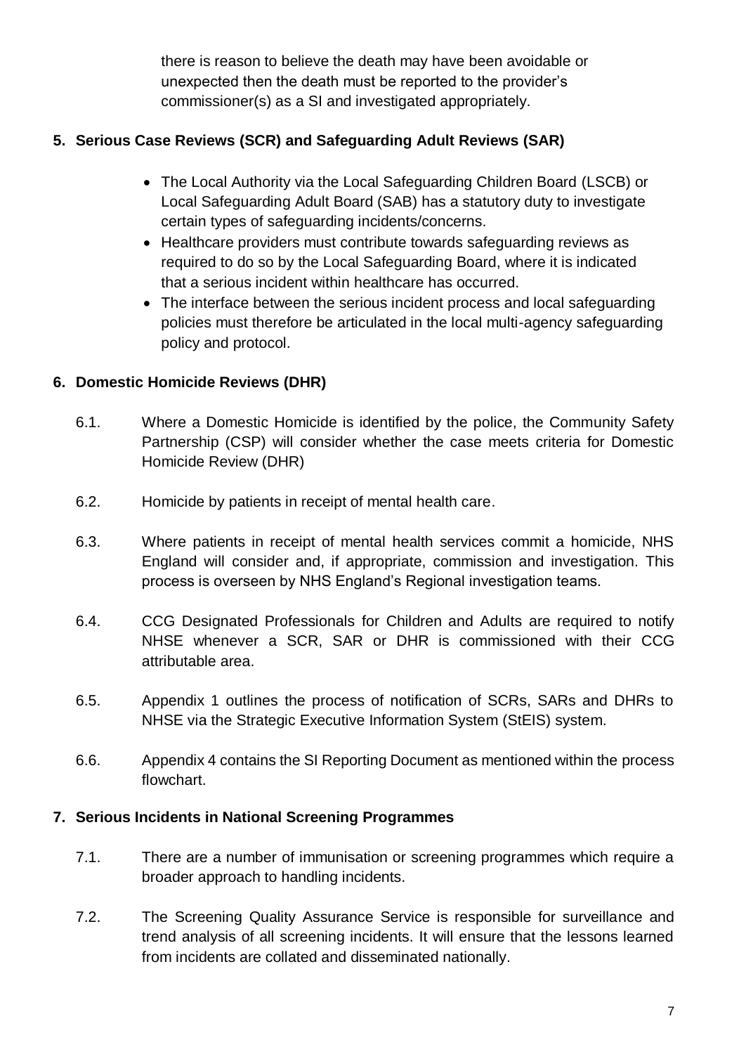there is reason to believe the death may have been avoidable or unexpected then the death must be reported to the provider's commissioner(s) as a SI and investigated appropriately.

## 5. Serious Case Reviews (SCR) and Safeguarding Adult Reviews (SAR)

- The Local Authority via the Local Safeguarding Children Board (LSCB) or Local Safeguarding Adult Board (SAB) has a statutory duty to investigate certain types of safeguarding incidents/concerns.
- Healthcare providers must contribute towards safeguarding reviews as required to do so by the Local Safeguarding Board, where it is indicated that a serious incident within healthcare has occurred.
- The interface between the serious incident process and local safeguarding policies must therefore be articulated in the local multi-agency safeguarding policy and protocol.

## 6. Domestic Homicide Reviews (DHR)

6.1. Where a Domestic Homicide is identified by the police, the Community Safety Partnership (CSP) will consider whether the case meets criteria for Domestic Homicide Review (DHR)

6.2. Homicide by patients in receipt of mental health care.

6.3. Where patients in receipt of mental health services commit a homicide, NHS England will consider and, if appropriate, commission and investigation. This process is overseen by NHS England's Regional investigation teams.

6.4. CCG Designated Professionals for Children and Adults are required to notify NHSE whenever a SCR, SAR or DHR is commissioned with their CCG attributable area.

6.5. Appendix 1 outlines the process of notification of SCRs, SARs and DHRs to NHSE via the Strategic Executive Information System (StEIS) system.

6.6. Appendix 4 contains the SI Reporting Document as mentioned within the process flowchart.

## 7. Serious Incidents in National Screening Programmes

7.1. There are a number of immunisation or screening programmes which require a broader approach to handling incidents.

7.2. The Screening Quality Assurance Service is responsible for surveillance and trend analysis of all screening incidents. It will ensure that the lessons learned from incidents are collated and disseminated nationally.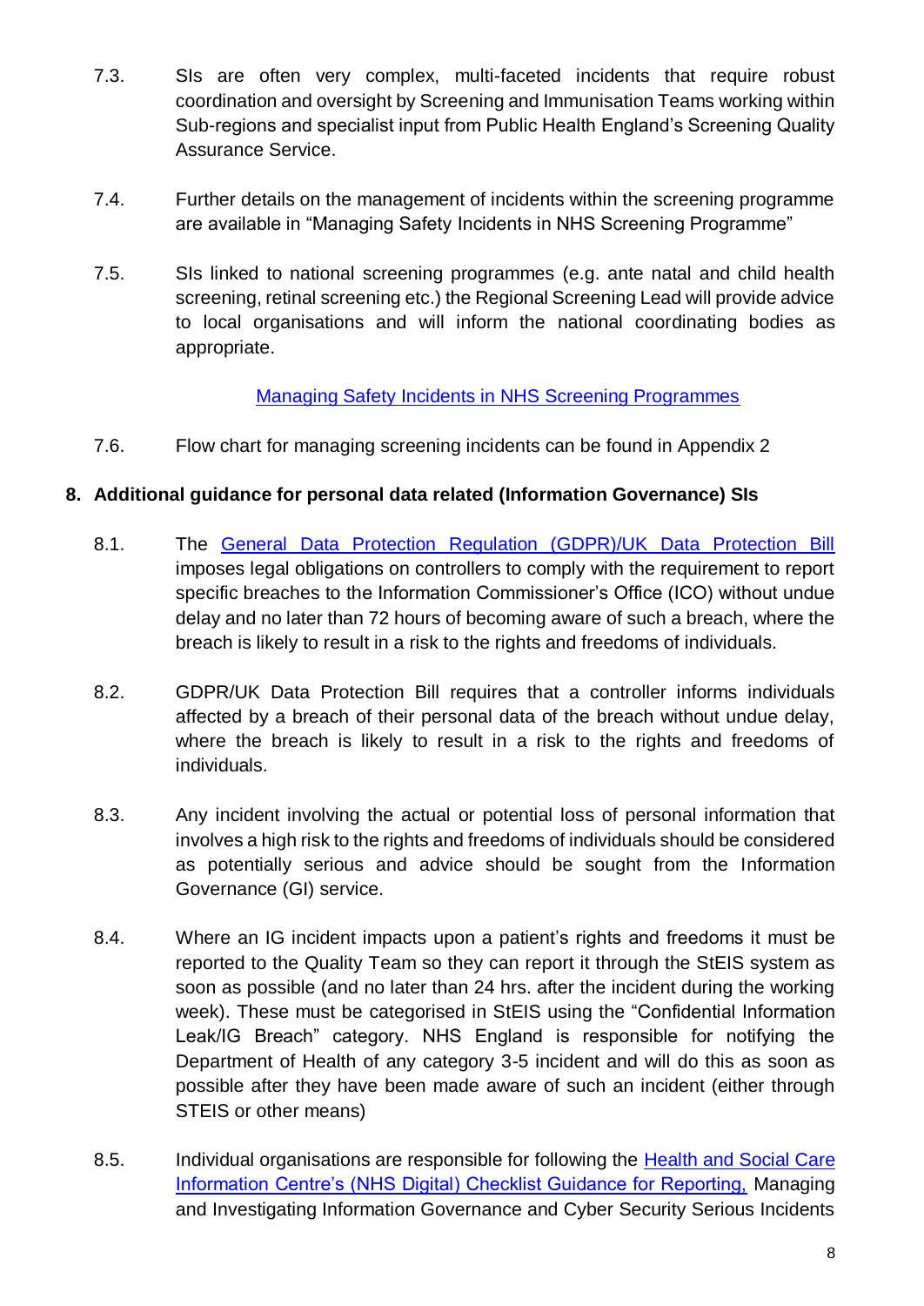7.3. SIs are often very complex, multi-faceted incidents that require robust coordination and oversight by Screening and Immunisation Teams working within Sub-regions and specialist input from Public Health England's Screening Quality Assurance Service.

7.4. Further details on the management of incidents within the screening programme are available in "Managing Safety Incidents in NHS Screening Programme"

7.5. SIs linked to national screening programmes (e.g. ante natal and child health screening, retinal screening etc.) the Regional Screening Lead will provide advice to local organisations and will inform the national coordinating bodies as appropriate.

Managing Safety Incidents in NHS Screening Programmes

7.6. Flow chart for managing screening incidents can be found in Appendix 2

## 8. Additional guidance for personal data related (Information Governance) SIs

8.1. The General Data Protection Regulation (GDPR)/UK Data Protection Bill imposes legal obligations on controllers to comply with the requirement to report specific breaches to the Information Commissioner's Office (ICO) without undue delay and no later than 72 hours of becoming aware of such a breach, where the breach is likely to result in a risk to the rights and freedoms of individuals.

8.2. GDPR/UK Data Protection Bill requires that a controller informs individuals affected by a breach of their personal data of the breach without undue delay, where the breach is likely to result in a risk to the rights and freedoms of individuals.

8.3. Any incident involving the actual or potential loss of personal information that involves a high risk to the rights and freedoms of individuals should be considered as potentially serious and advice should be sought from the Information Governance (GI) service.

8.4. Where an IG incident impacts upon a patient's rights and freedoms it must be reported to the Quality Team so they can report it through the StEIS system as soon as possible (and no later than 24 hrs. after the incident during the working week). These must be categorised in StEIS using the "Confidential Information Leak/IG Breach" category. NHS England is responsible for notifying the Department of Health of any category 3-5 incident and will do this as soon as possible after they have been made aware of such an incident (either through STEIS or other means)

8.5. Individual organisations are responsible for following the Health and Social Care Information Centre's (NHS Digital) Checklist Guidance for Reporting, Managing and Investigating Information Governance and Cyber Security Serious Incidents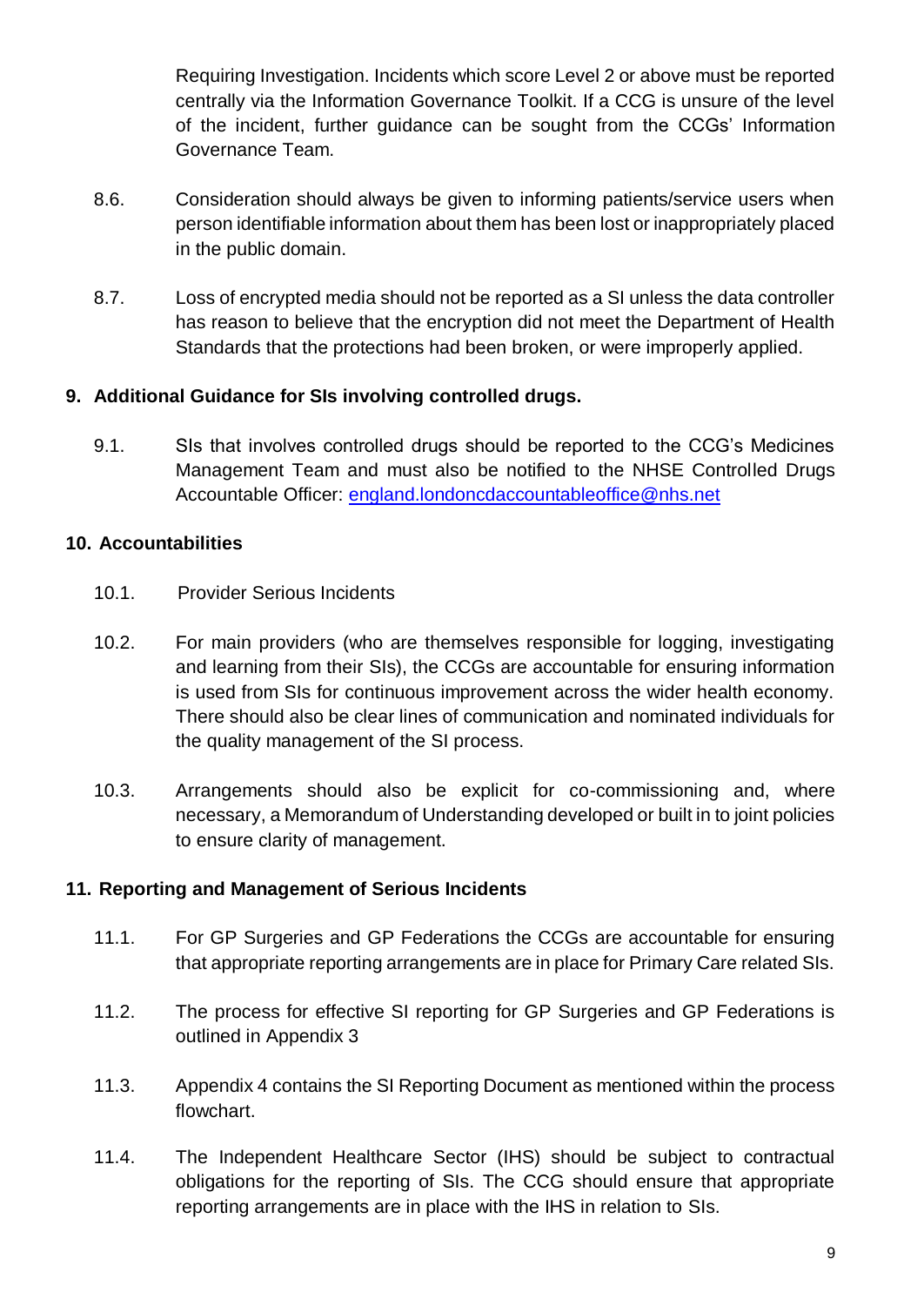Requiring Investigation. Incidents which score Level 2 or above must be reported centrally via the Information Governance Toolkit. If a CCG is unsure of the level of the incident, further guidance can be sought from the CCGs' Information Governance Team.

8.6. Consideration should always be given to informing patients/service users when person identifiable information about them has been lost or inappropriately placed in the public domain.

8.7. Loss of encrypted media should not be reported as a SI unless the data controller has reason to believe that the encryption did not meet the Department of Health Standards that the protections had been broken, or were improperly applied.

## 9. Additional Guidance for SIs involving controlled drugs.

9.1. SIs that involves controlled drugs should be reported to the CCG's Medicines Management Team and must also be notified to the NHSE Controlled Drugs Accountable Officer: england.londoncdaccountableoffice@nhs.net

## 10. Accountabilities

10.1. Provider Serious Incidents

10.2. For main providers (who are themselves responsible for logging, investigating and learning from their SIs), the CCGs are accountable for ensuring information is used from SIs for continuous improvement across the wider health economy. There should also be clear lines of communication and nominated individuals for the quality management of the SI process.

10.3. Arrangements should also be explicit for co-commissioning and, where necessary, a Memorandum of Understanding developed or built in to joint policies to ensure clarity of management.

## 11. Reporting and Management of Serious Incidents

11.1. For GP Surgeries and GP Federations the CCGs are accountable for ensuring that appropriate reporting arrangements are in place for Primary Care related SIs.

11.2. The process for effective SI reporting for GP Surgeries and GP Federations is outlined in Appendix 3

11.3. Appendix 4 contains the SI Reporting Document as mentioned within the process flowchart.

11.4. The Independent Healthcare Sector (IHS) should be subject to contractual obligations for the reporting of SIs. The CCG should ensure that appropriate reporting arrangements are in place with the IHS in relation to SIs.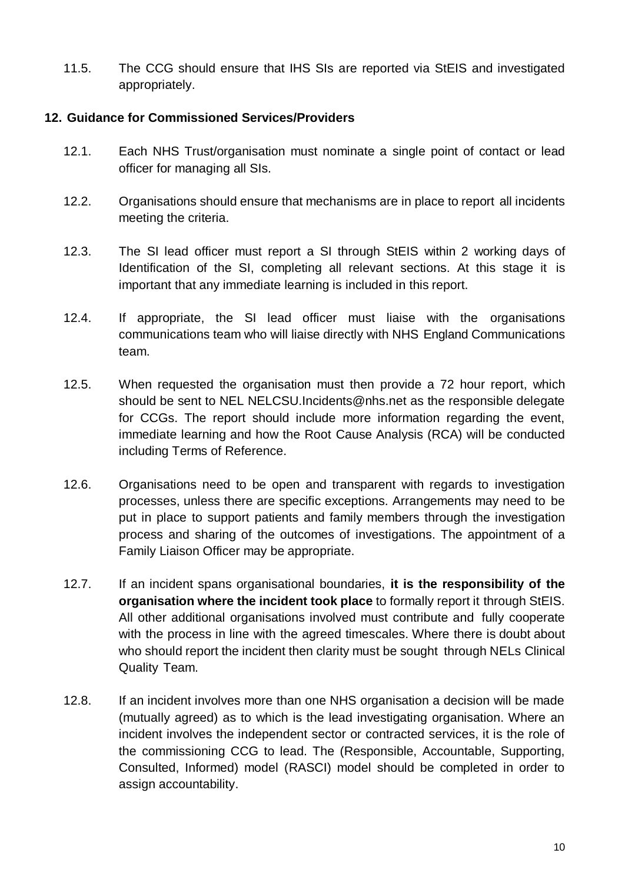11.5. The CCG should ensure that IHS SIs are reported via StEIS and investigated appropriately.

## 12. Guidance for Commissioned Services/Providers

12.1. Each NHS Trust/organisation must nominate a single point of contact or lead officer for managing all SIs.

12.2. Organisations should ensure that mechanisms are in place to report all incidents meeting the criteria.

12.3. The SI lead officer must report a SI through StEIS within 2 working days of Identification of the SI, completing all relevant sections. At this stage it is important that any immediate learning is included in this report.

12.4. If appropriate, the SI lead officer must liaise with the organisations communications team who will liaise directly with NHS England Communications team.

12.5. When requested the organisation must then provide a 72 hour report, which should be sent to NEL NELCSU.Incidents@nhs.net as the responsible delegate for CCGs. The report should include more information regarding the event, immediate learning and how the Root Cause Analysis (RCA) will be conducted including Terms of Reference.

12.6. Organisations need to be open and transparent with regards to investigation processes, unless there are specific exceptions. Arrangements may need to be put in place to support patients and family members through the investigation process and sharing of the outcomes of investigations. The appointment of a Family Liaison Officer may be appropriate.

12.7. If an incident spans organisational boundaries, **it is the responsibility of the organisation where the incident took place** to formally report it through StEIS. All other additional organisations involved must contribute and fully cooperate with the process in line with the agreed timescales. Where there is doubt about who should report the incident then clarity must be sought through NELs Clinical Quality Team.

12.8. If an incident involves more than one NHS organisation a decision will be made (mutually agreed) as to which is the lead investigating organisation. Where an incident involves the independent sector or contracted services, it is the role of the commissioning CCG to lead. The (Responsible, Accountable, Supporting, Consulted, Informed) model (RASCI) model should be completed in order to assign accountability.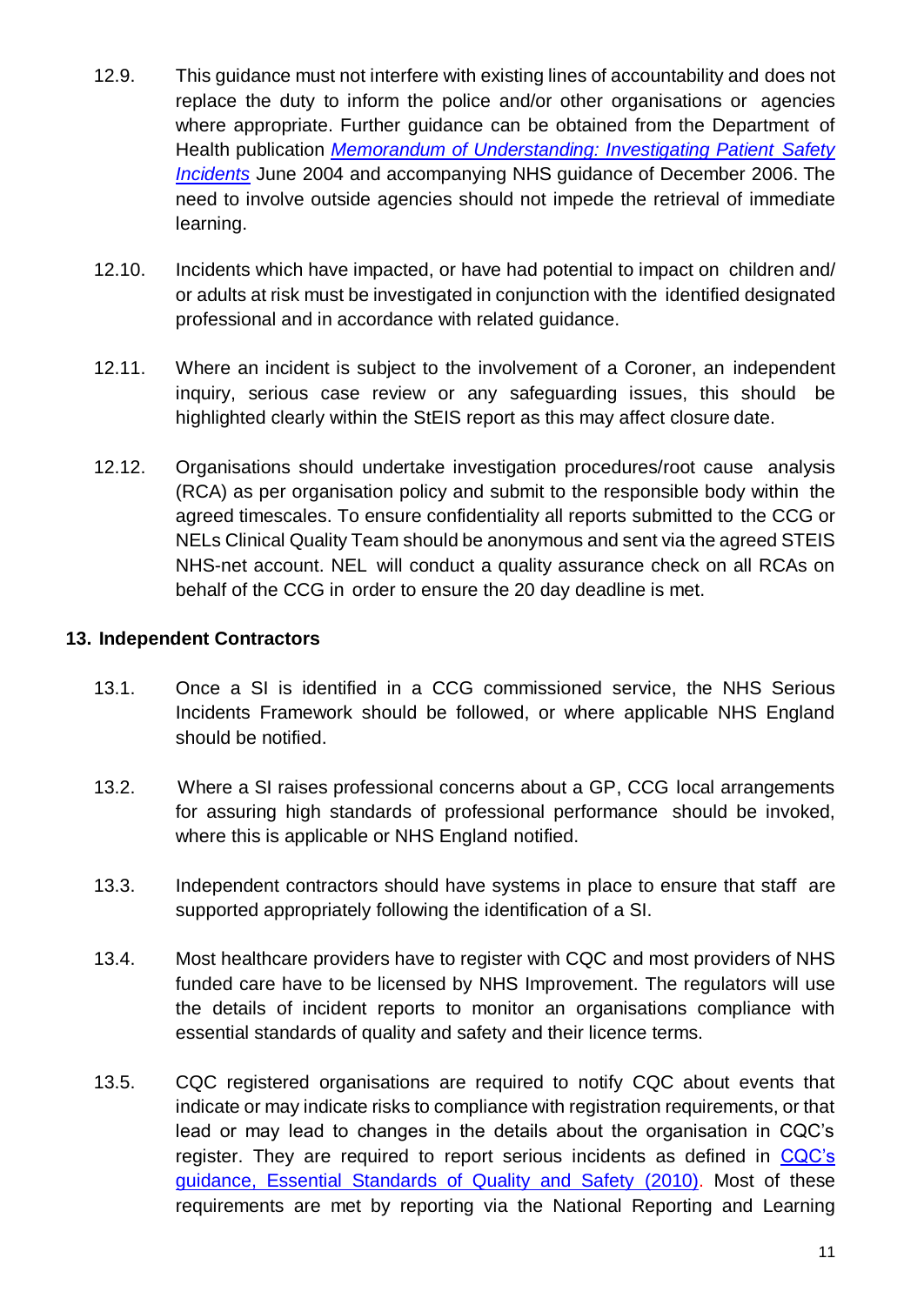12.9. This guidance must not interfere with existing lines of accountability and does not replace the duty to inform the police and/or other organisations or agencies where appropriate. Further guidance can be obtained from the Department of Health publication *Memorandum of Understanding: Investigating Patient Safety Incidents* June 2004 and accompanying NHS guidance of December 2006. The need to involve outside agencies should not impede the retrieval of immediate learning.

12.10. Incidents which have impacted, or have had potential to impact on children and/ or adults at risk must be investigated in conjunction with the identified designated professional and in accordance with related guidance.

12.11. Where an incident is subject to the involvement of a Coroner, an independent inquiry, serious case review or any safeguarding issues, this should be highlighted clearly within the StEIS report as this may affect closure date.

12.12. Organisations should undertake investigation procedures/root cause analysis (RCA) as per organisation policy and submit to the responsible body within the agreed timescales. To ensure confidentiality all reports submitted to the CCG or NELs Clinical Quality Team should be anonymous and sent via the agreed STEIS NHS-net account. NEL will conduct a quality assurance check on all RCAs on behalf of the CCG in order to ensure the 20 day deadline is met.

## 13. Independent Contractors

13.1. Once a SI is identified in a CCG commissioned service, the NHS Serious Incidents Framework should be followed, or where applicable NHS England should be notified.

13.2. Where a SI raises professional concerns about a GP, CCG local arrangements for assuring high standards of professional performance should be invoked, where this is applicable or NHS England notified.

13.3. Independent contractors should have systems in place to ensure that staff are supported appropriately following the identification of a SI.

13.4. Most healthcare providers have to register with CQC and most providers of NHS funded care have to be licensed by NHS Improvement. The regulators will use the details of incident reports to monitor an organisations compliance with essential standards of quality and safety and their licence terms.

13.5. CQC registered organisations are required to notify CQC about events that indicate or may indicate risks to compliance with registration requirements, or that lead or may lead to changes in the details about the organisation in CQC's register. They are required to report serious incidents as defined in CQC's guidance, Essential Standards of Quality and Safety (2010). Most of these requirements are met by reporting via the National Reporting and Learning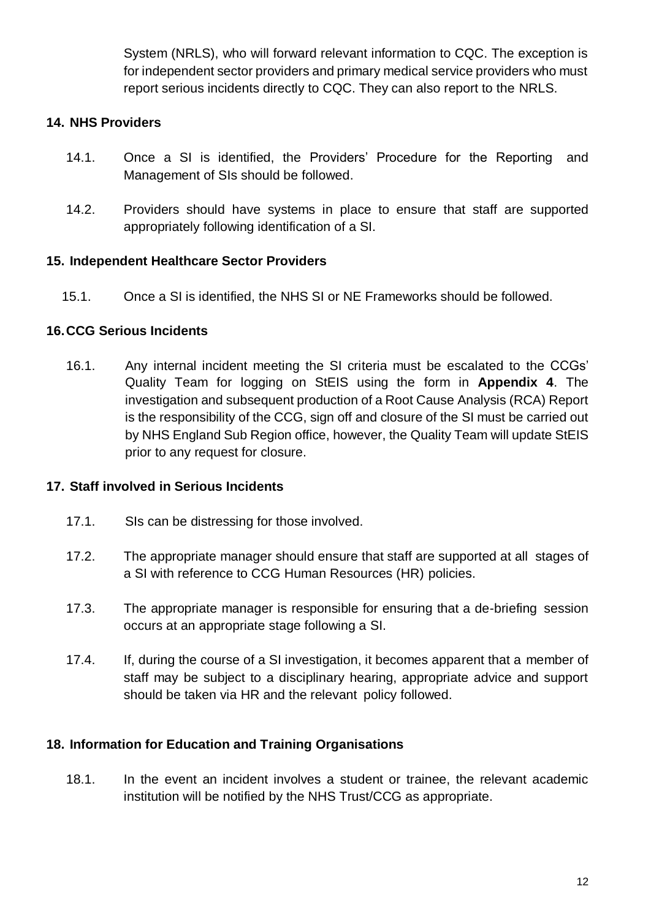System (NRLS), who will forward relevant information to CQC. The exception is for independent sector providers and primary medical service providers who must report serious incidents directly to CQC. They can also report to the NRLS.

## 14. NHS Providers

14.1. Once a SI is identified, the Providers' Procedure for the Reporting and Management of SIs should be followed.

14.2. Providers should have systems in place to ensure that staff are supported appropriately following identification of a SI.

## 15. Independent Healthcare Sector Providers

15.1. Once a SI is identified, the NHS SI or NE Frameworks should be followed.

## 16. CCG Serious Incidents

16.1. Any internal incident meeting the SI criteria must be escalated to the CCGs' Quality Team for logging on StEIS using the form in **Appendix 4**. The investigation and subsequent production of a Root Cause Analysis (RCA) Report is the responsibility of the CCG, sign off and closure of the SI must be carried out by NHS England Sub Region office, however, the Quality Team will update StEIS prior to any request for closure.

## 17. Staff involved in Serious Incidents

17.1. SIs can be distressing for those involved.

17.2. The appropriate manager should ensure that staff are supported at all stages of a SI with reference to CCG Human Resources (HR) policies.

17.3. The appropriate manager is responsible for ensuring that a de-briefing session occurs at an appropriate stage following a SI.

17.4. If, during the course of a SI investigation, it becomes apparent that a member of staff may be subject to a disciplinary hearing, appropriate advice and support should be taken via HR and the relevant policy followed.

## 18. Information for Education and Training Organisations

18.1. In the event an incident involves a student or trainee, the relevant academic institution will be notified by the NHS Trust/CCG as appropriate.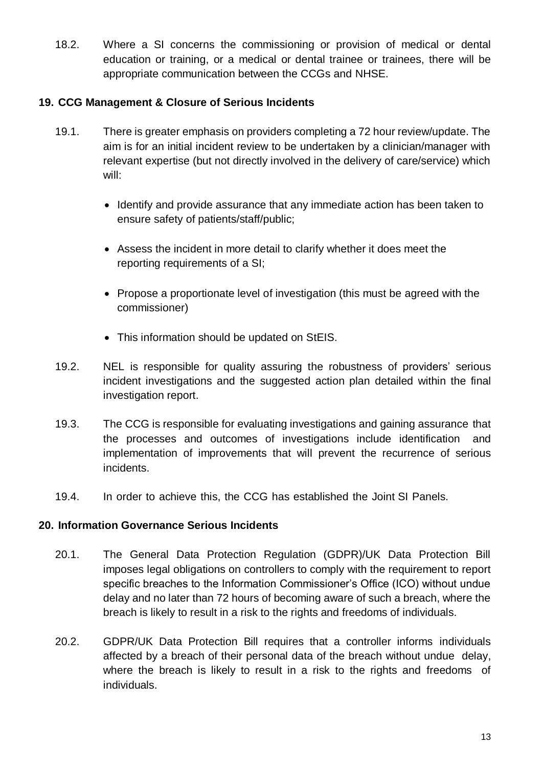18.2. Where a SI concerns the commissioning or provision of medical or dental education or training, or a medical or dental trainee or trainees, there will be appropriate communication between the CCGs and NHSE.

## 19. CCG Management & Closure of Serious Incidents

19.1. There is greater emphasis on providers completing a 72 hour review/update. The aim is for an initial incident review to be undertaken by a clinician/manager with relevant expertise (but not directly involved in the delivery of care/service) which will:

- Identify and provide assurance that any immediate action has been taken to ensure safety of patients/staff/public;
- Assess the incident in more detail to clarify whether it does meet the reporting requirements of a SI;
- Propose a proportionate level of investigation (this must be agreed with the commissioner)
- This information should be updated on StEIS.

19.2. NEL is responsible for quality assuring the robustness of providers' serious incident investigations and the suggested action plan detailed within the final investigation report.

19.3. The CCG is responsible for evaluating investigations and gaining assurance that the processes and outcomes of investigations include identification and implementation of improvements that will prevent the recurrence of serious incidents.

19.4. In order to achieve this, the CCG has established the Joint SI Panels.

## 20. Information Governance Serious Incidents

20.1. The General Data Protection Regulation (GDPR)/UK Data Protection Bill imposes legal obligations on controllers to comply with the requirement to report specific breaches to the Information Commissioner's Office (ICO) without undue delay and no later than 72 hours of becoming aware of such a breach, where the breach is likely to result in a risk to the rights and freedoms of individuals.

20.2. GDPR/UK Data Protection Bill requires that a controller informs individuals affected by a breach of their personal data of the breach without undue delay, where the breach is likely to result in a risk to the rights and freedoms of individuals.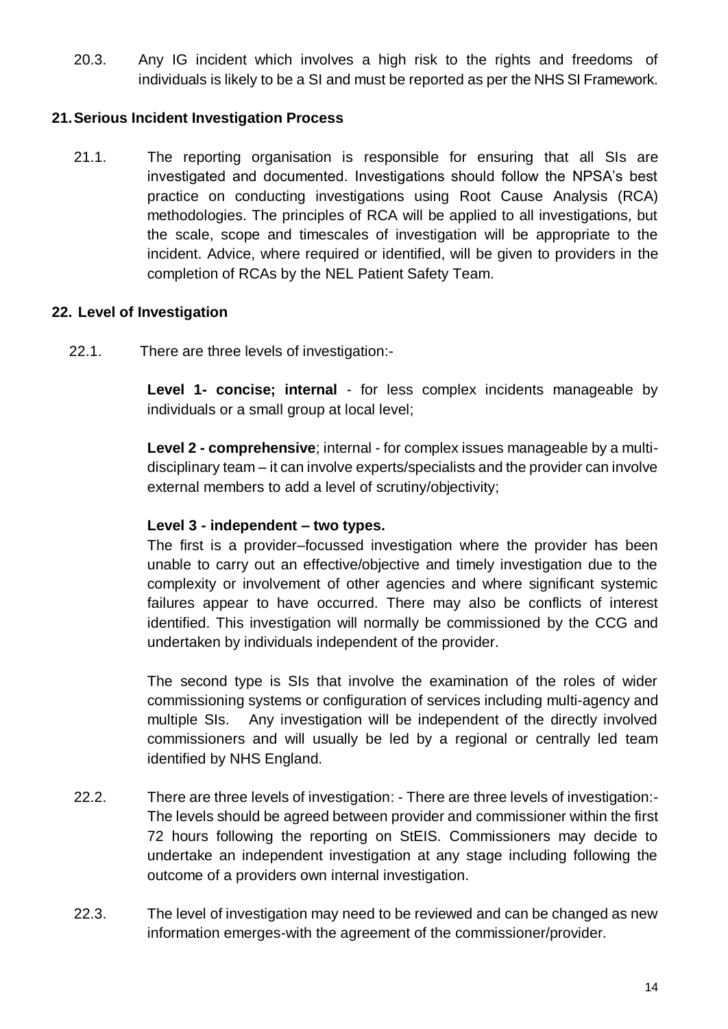20.3. Any IG incident which involves a high risk to the rights and freedoms of individuals is likely to be a SI and must be reported as per the NHS SI Framework.

## 21. Serious Incident Investigation Process

21.1. The reporting organisation is responsible for ensuring that all SIs are investigated and documented. Investigations should follow the NPSA's best practice on conducting investigations using Root Cause Analysis (RCA) methodologies. The principles of RCA will be applied to all investigations, but the scale, scope and timescales of investigation will be appropriate to the incident. Advice, where required or identified, will be given to providers in the completion of RCAs by the NEL Patient Safety Team.

## 22. Level of Investigation

22.1. There are three levels of investigation:-

**Level 1- concise; internal** - for less complex incidents manageable by individuals or a small group at local level;

**Level 2 - comprehensive**; internal - for complex issues manageable by a multi-disciplinary team – it can involve experts/specialists and the provider can involve external members to add a level of scrutiny/objectivity;

**Level 3 - independent – two types.**

The first is a provider–focussed investigation where the provider has been unable to carry out an effective/objective and timely investigation due to the complexity or involvement of other agencies and where significant systemic failures appear to have occurred. There may also be conflicts of interest identified. This investigation will normally be commissioned by the CCG and undertaken by individuals independent of the provider.

The second type is SIs that involve the examination of the roles of wider commissioning systems or configuration of services including multi-agency and multiple SIs. Any investigation will be independent of the directly involved commissioners and will usually be led by a regional or centrally led team identified by NHS England.

22.2. There are three levels of investigation: - There are three levels of investigation:- The levels should be agreed between provider and commissioner within the first 72 hours following the reporting on StEIS. Commissioners may decide to undertake an independent investigation at any stage including following the outcome of a providers own internal investigation.

22.3. The level of investigation may need to be reviewed and can be changed as new information emerges-with the agreement of the commissioner/provider.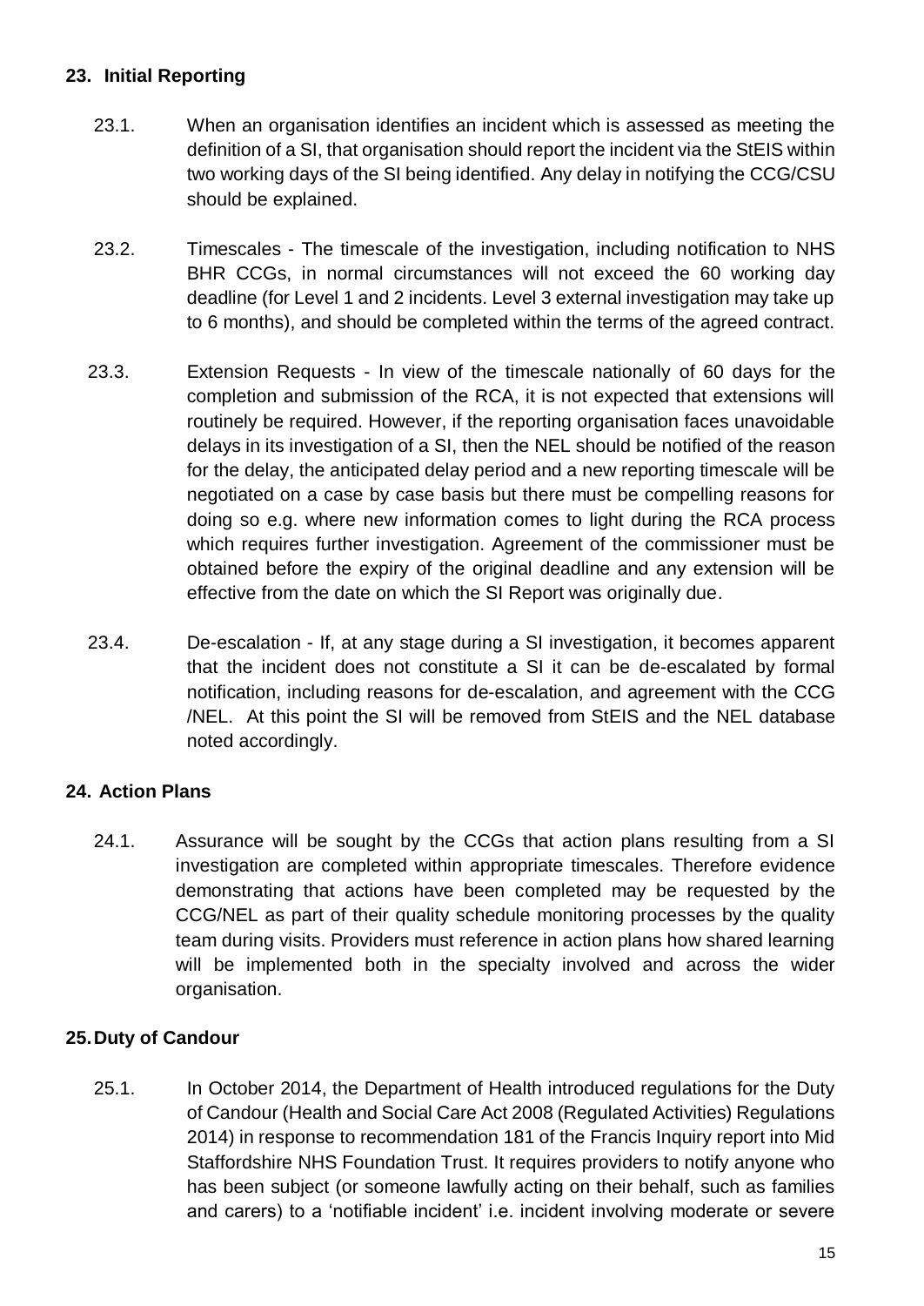## 23. Initial Reporting

23.1. When an organisation identifies an incident which is assessed as meeting the definition of a SI, that organisation should report the incident via the StEIS within two working days of the SI being identified. Any delay in notifying the CCG/CSU should be explained.

23.2. Timescales - The timescale of the investigation, including notification to NHS BHR CCGs, in normal circumstances will not exceed the 60 working day deadline (for Level 1 and 2 incidents. Level 3 external investigation may take up to 6 months), and should be completed within the terms of the agreed contract.

23.3. Extension Requests - In view of the timescale nationally of 60 days for the completion and submission of the RCA, it is not expected that extensions will routinely be required. However, if the reporting organisation faces unavoidable delays in its investigation of a SI, then the NEL should be notified of the reason for the delay, the anticipated delay period and a new reporting timescale will be negotiated on a case by case basis but there must be compelling reasons for doing so e.g. where new information comes to light during the RCA process which requires further investigation. Agreement of the commissioner must be obtained before the expiry of the original deadline and any extension will be effective from the date on which the SI Report was originally due.

23.4. De-escalation - If, at any stage during a SI investigation, it becomes apparent that the incident does not constitute a SI it can be de-escalated by formal notification, including reasons for de-escalation, and agreement with the CCG /NEL. At this point the SI will be removed from StEIS and the NEL database noted accordingly.

## 24. Action Plans

24.1. Assurance will be sought by the CCGs that action plans resulting from a SI investigation are completed within appropriate timescales. Therefore evidence demonstrating that actions have been completed may be requested by the CCG/NEL as part of their quality schedule monitoring processes by the quality team during visits. Providers must reference in action plans how shared learning will be implemented both in the specialty involved and across the wider organisation.

## 25. Duty of Candour

25.1. In October 2014, the Department of Health introduced regulations for the Duty of Candour (Health and Social Care Act 2008 (Regulated Activities) Regulations 2014) in response to recommendation 181 of the Francis Inquiry report into Mid Staffordshire NHS Foundation Trust. It requires providers to notify anyone who has been subject (or someone lawfully acting on their behalf, such as families and carers) to a 'notifiable incident' i.e. incident involving moderate or severe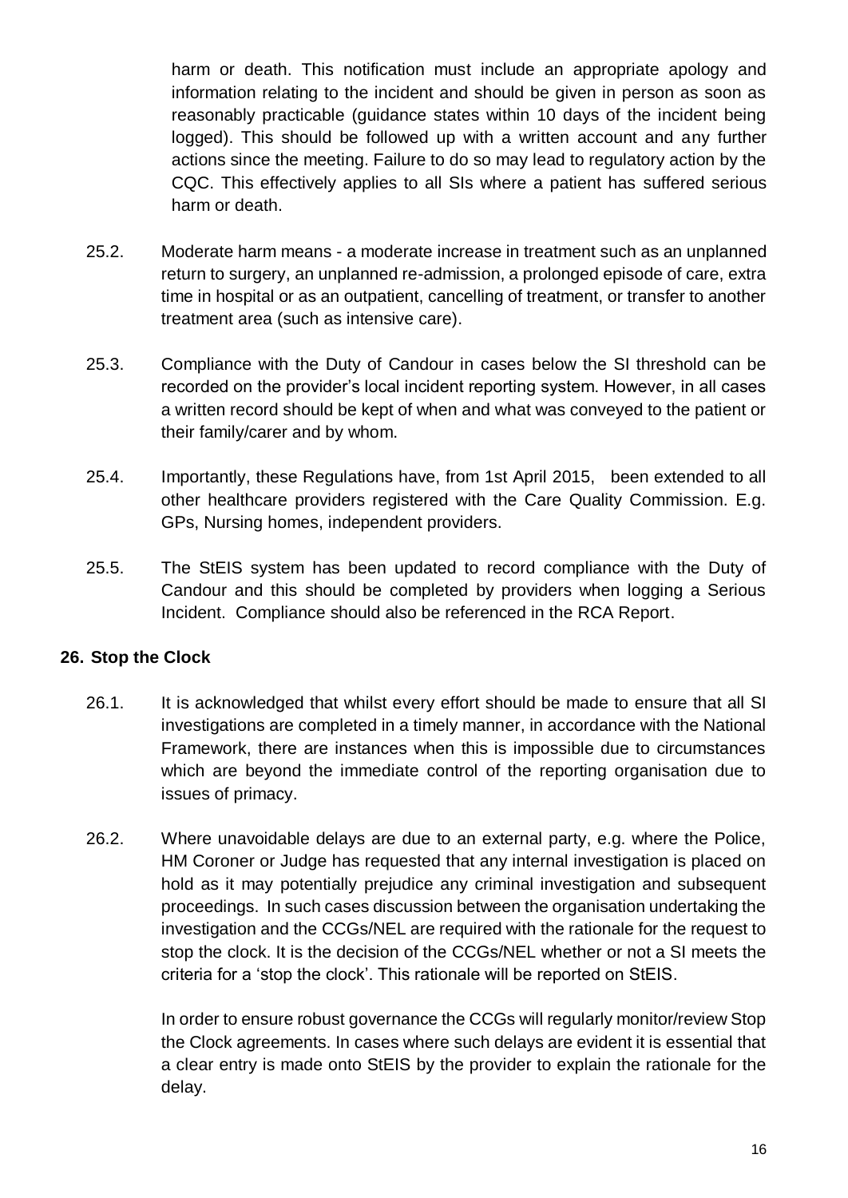harm or death. This notification must include an appropriate apology and information relating to the incident and should be given in person as soon as reasonably practicable (guidance states within 10 days of the incident being logged). This should be followed up with a written account and any further actions since the meeting. Failure to do so may lead to regulatory action by the CQC. This effectively applies to all SIs where a patient has suffered serious harm or death.

25.2. Moderate harm means - a moderate increase in treatment such as an unplanned return to surgery, an unplanned re-admission, a prolonged episode of care, extra time in hospital or as an outpatient, cancelling of treatment, or transfer to another treatment area (such as intensive care).

25.3. Compliance with the Duty of Candour in cases below the SI threshold can be recorded on the provider's local incident reporting system. However, in all cases a written record should be kept of when and what was conveyed to the patient or their family/carer and by whom.

25.4. Importantly, these Regulations have, from 1st April 2015, been extended to all other healthcare providers registered with the Care Quality Commission. E.g. GPs, Nursing homes, independent providers.

25.5. The StEIS system has been updated to record compliance with the Duty of Candour and this should be completed by providers when logging a Serious Incident. Compliance should also be referenced in the RCA Report.

## 26. Stop the Clock

26.1. It is acknowledged that whilst every effort should be made to ensure that all SI investigations are completed in a timely manner, in accordance with the National Framework, there are instances when this is impossible due to circumstances which are beyond the immediate control of the reporting organisation due to issues of primacy.

26.2. Where unavoidable delays are due to an external party, e.g. where the Police, HM Coroner or Judge has requested that any internal investigation is placed on hold as it may potentially prejudice any criminal investigation and subsequent proceedings. In such cases discussion between the organisation undertaking the investigation and the CCGs/NEL are required with the rationale for the request to stop the clock. It is the decision of the CCGs/NEL whether or not a SI meets the criteria for a 'stop the clock'. This rationale will be reported on StEIS.

In order to ensure robust governance the CCGs will regularly monitor/review Stop the Clock agreements. In cases where such delays are evident it is essential that a clear entry is made onto StEIS by the provider to explain the rationale for the delay.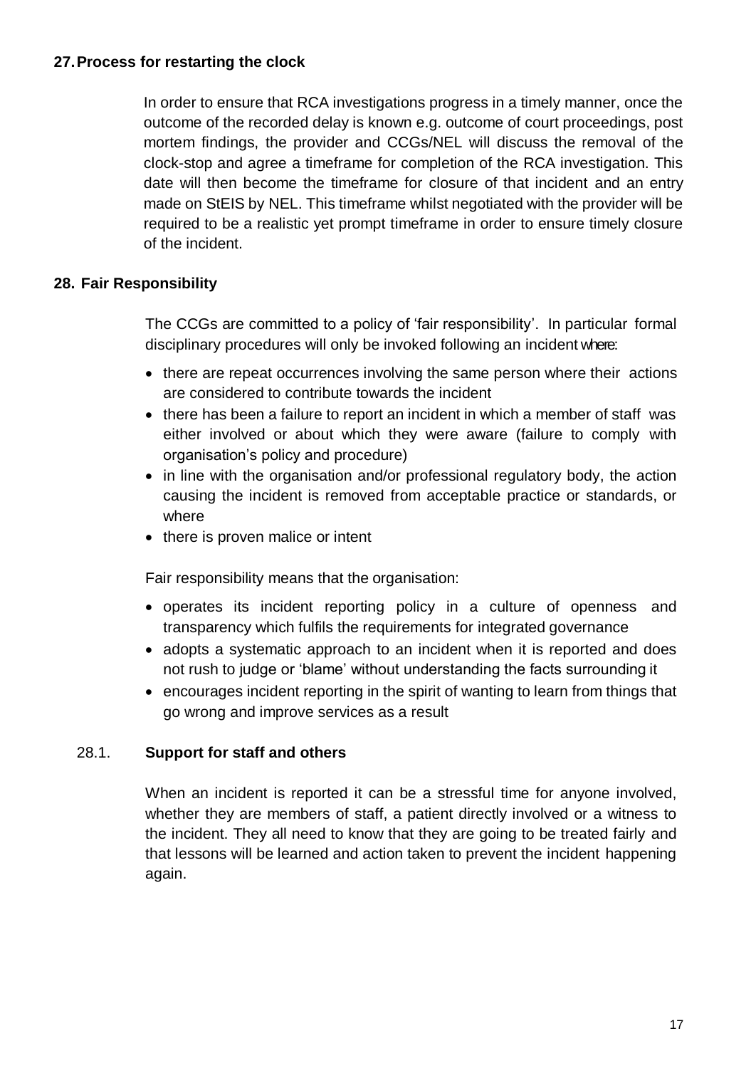## 27. Process for restarting the clock

In order to ensure that RCA investigations progress in a timely manner, once the outcome of the recorded delay is known e.g. outcome of court proceedings, post mortem findings, the provider and CCGs/NEL will discuss the removal of the clock-stop and agree a timeframe for completion of the RCA investigation. This date will then become the timeframe for closure of that incident and an entry made on StEIS by NEL. This timeframe whilst negotiated with the provider will be required to be a realistic yet prompt timeframe in order to ensure timely closure of the incident.

## 28. Fair Responsibility

The CCGs are committed to a policy of 'fair responsibility'. In particular formal disciplinary procedures will only be invoked following an incident where:

- there are repeat occurrences involving the same person where their actions are considered to contribute towards the incident
- there has been a failure to report an incident in which a member of staff was either involved or about which they were aware (failure to comply with organisation's policy and procedure)
- in line with the organisation and/or professional regulatory body, the action causing the incident is removed from acceptable practice or standards, or where
- there is proven malice or intent

Fair responsibility means that the organisation:

- operates its incident reporting policy in a culture of openness and transparency which fulfils the requirements for integrated governance
- adopts a systematic approach to an incident when it is reported and does not rush to judge or 'blame' without understanding the facts surrounding it
- encourages incident reporting in the spirit of wanting to learn from things that go wrong and improve services as a result

### 28.1. Support for staff and others

When an incident is reported it can be a stressful time for anyone involved, whether they are members of staff, a patient directly involved or a witness to the incident. They all need to know that they are going to be treated fairly and that lessons will be learned and action taken to prevent the incident happening again.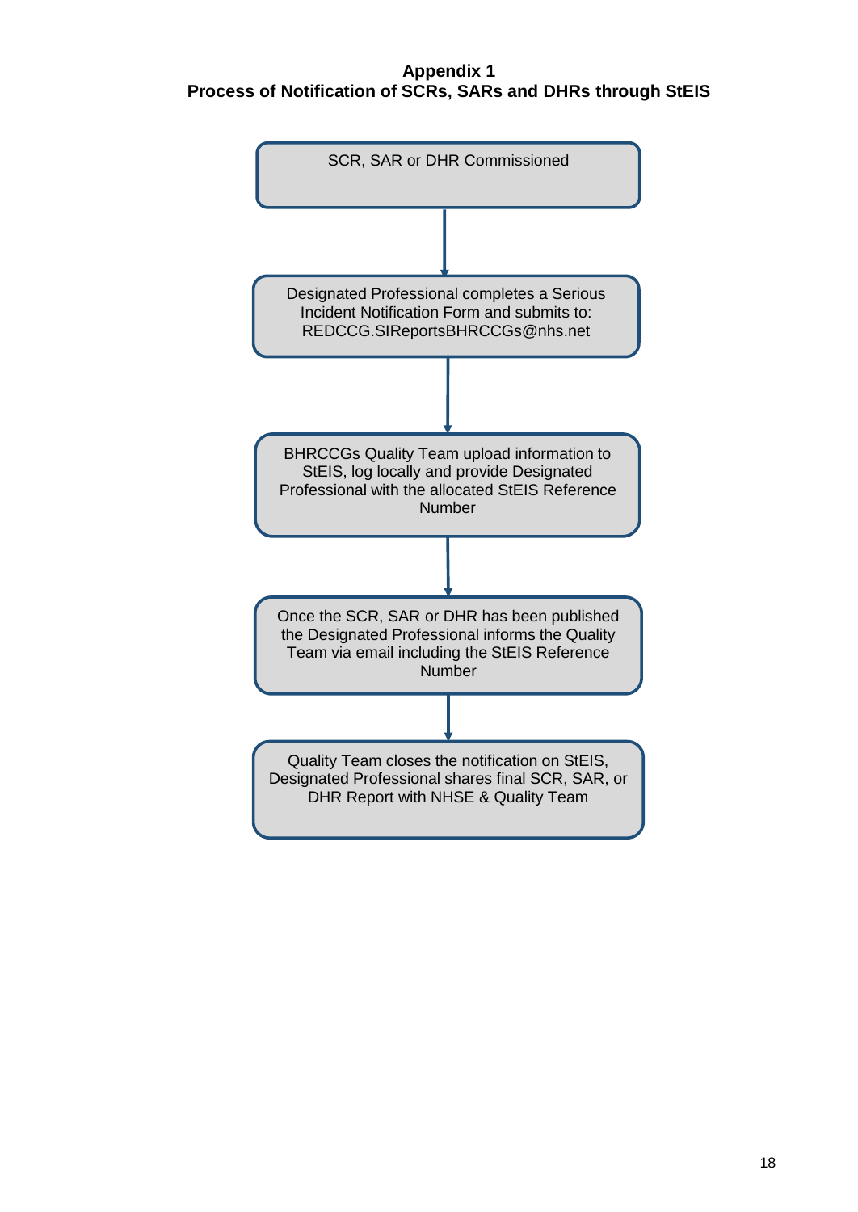**Appendix 1**
**Process of Notification of SCRs, SARs and DHRs through StEIS**

SCR, SAR or DHR Commissioned

↓

Designated Professional completes a Serious Incident Notification Form and submits to: REDCCG.SIReportsBHRCCGs@nhs.net

↓

BHRCCGs Quality Team upload information to StEIS, log locally and provide Designated Professional with the allocated StEIS Reference Number

↓

Once the SCR, SAR or DHR has been published the Designated Professional informs the Quality Team via email including the StEIS Reference Number

↓

Quality Team closes the notification on StEIS, Designated Professional shares final SCR, SAR, or DHR Report with NHSE & Quality Team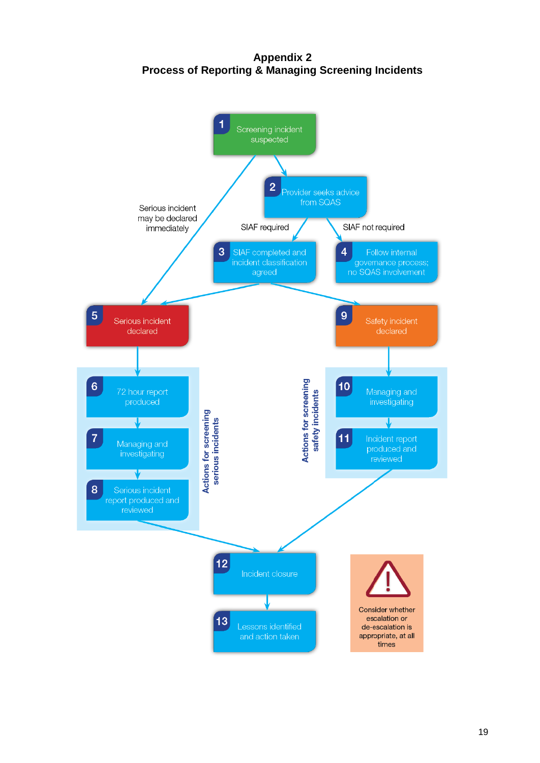# Appendix 2
## Process of Reporting & Managing Screening Incidents

1. Screening incident suspected
2. Provider seeks advice from SQAS
3. SIAF completed and incident classification agreed
4. Follow internal governance process; no SQAS involvement
5. Serious incident declared
6. 72 hour report produced
7. Managing and investigating
8. Serious incident report produced and reviewed
9. Safety incident declared
10. Managing and investigating
11. Incident report produced and reviewed
12. Incident closure
13. Lessons identified and action taken

Serious incident may be declared immediately

SIAF required

SIAF not required

**Actions for screening serious incidents**

**Actions for screening safety incidents**

Consider whether escalation or de-escalation is appropriate, at all times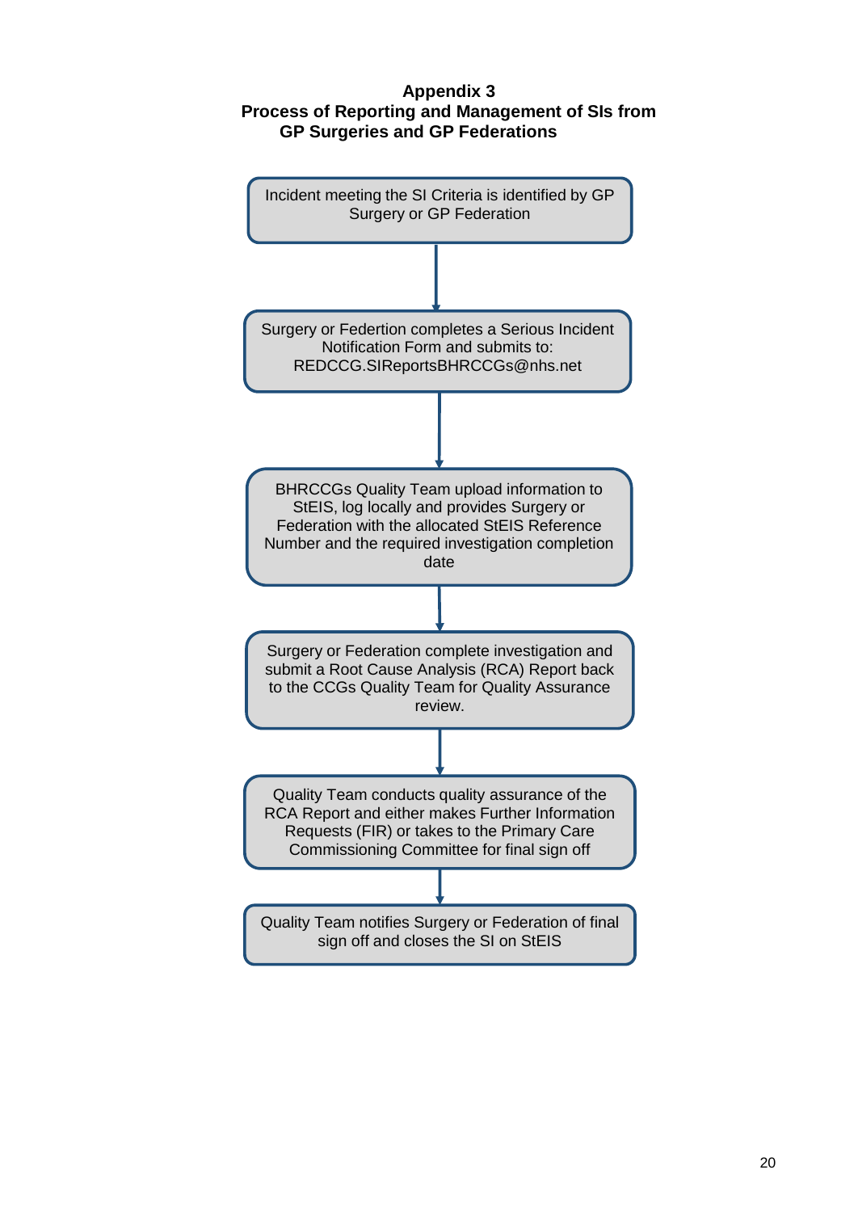## Appendix 3
## Process of Reporting and Management of SIs from GP Surgeries and GP Federations

Incident meeting the SI Criteria is identified by GP Surgery or GP Federation

↓

Surgery or Federtion completes a Serious Incident Notification Form and submits to: REDCCG.SIReportsBHRCCGs@nhs.net

↓

BHRCCGs Quality Team upload information to StEIS, log locally and provides Surgery or Federation with the allocated StEIS Reference Number and the required investigation completion date

↓

Surgery or Federation complete investigation and submit a Root Cause Analysis (RCA) Report back to the CCGs Quality Team for Quality Assurance review.

↓

Quality Team conducts quality assurance of the RCA Report and either makes Further Information Requests (FIR) or takes to the Primary Care Commissioning Committee for final sign off

↓

Quality Team notifies Surgery or Federation of final sign off and closes the SI on StEIS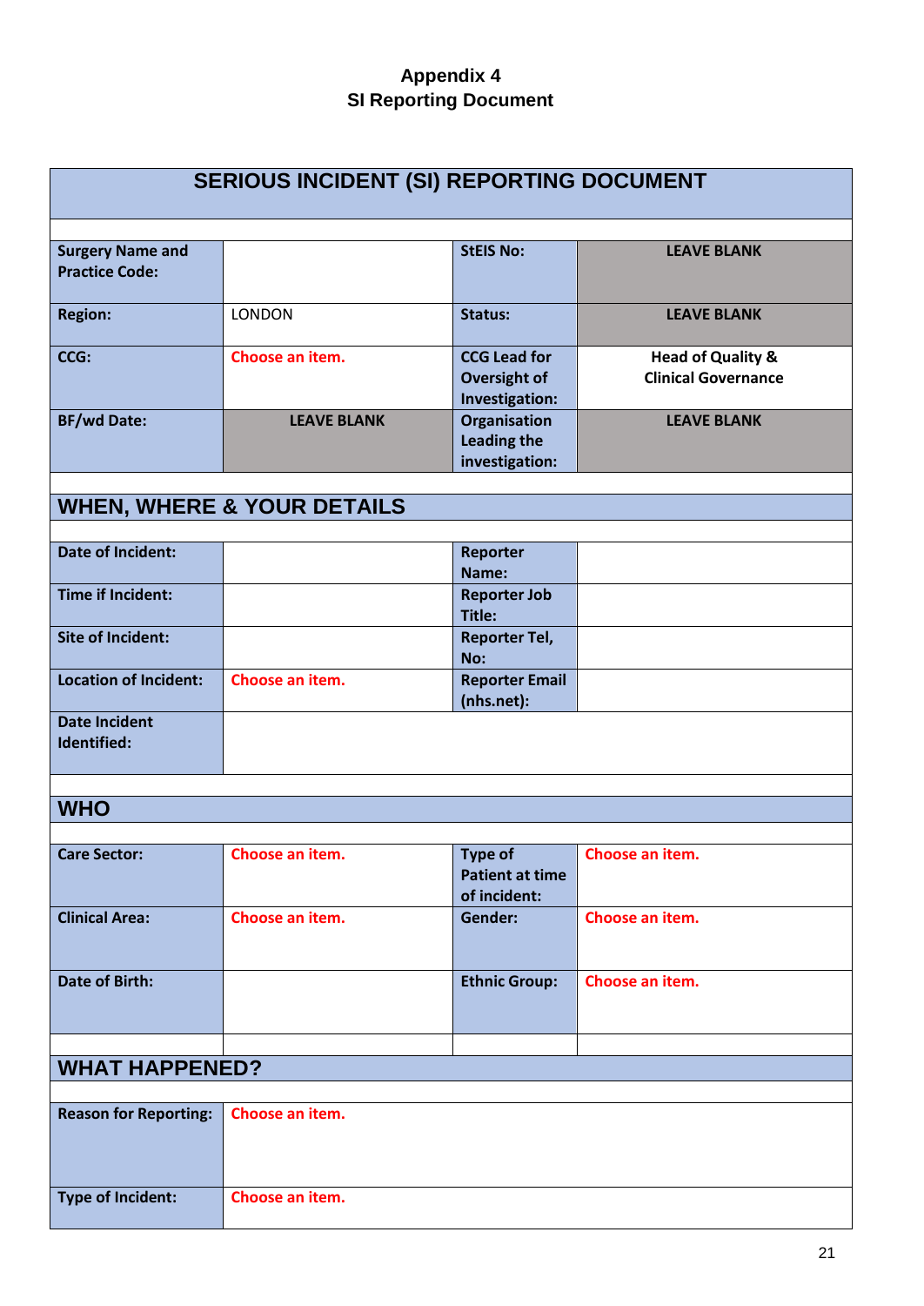# Appendix 4
## SI Reporting Document

| SERIOUS INCIDENT (SI) REPORTING DOCUMENT | | | |
|---|---|---|---|
| | | | |
| **Surgery Name and Practice Code:** | | **StEIS No:** | **LEAVE BLANK** |
| **Region:** | LONDON | **Status:** | **LEAVE BLANK** |
| **CCG:** | Choose an item. | **CCG Lead for Oversight of Investigation:** | **Head of Quality & Clinical Governance** |
| **BF/wd Date:** | **LEAVE BLANK** | **Organisation Leading the investigation:** | **LEAVE BLANK** |
| | | | |
| **WHEN, WHERE & YOUR DETAILS** | | | |
| | | | |
| **Date of Incident:** | | **Reporter Name:** | |
| **Time if Incident:** | | **Reporter Job Title:** | |
| **Site of Incident:** | | **Reporter Tel, No:** | |
| **Location of Incident:** | Choose an item. | **Reporter Email (nhs.net):** | |
| **Date Incident Identified:** | | | |
| | | | |
| **WHO** | | | |
| | | | |
| **Care Sector:** | Choose an item. | **Type of Patient at time of incident:** | Choose an item. |
| **Clinical Area:** | Choose an item. | **Gender:** | Choose an item. |
| **Date of Birth:** | | **Ethnic Group:** | Choose an item. |
| | | | |
| **WHAT HAPPENED?** | | | |
| | | | |
| **Reason for Reporting:** | Choose an item. | | |
| **Type of Incident:** | Choose an item. | | |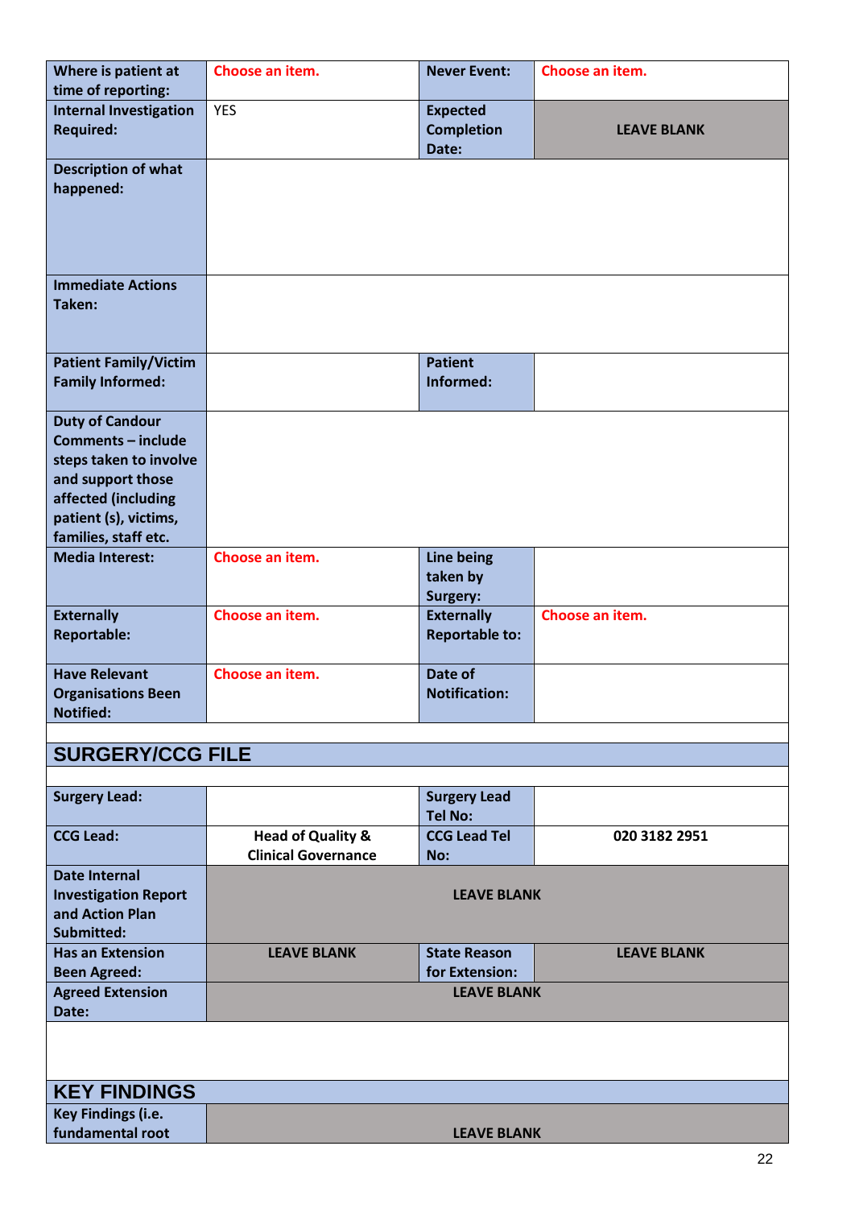| | | | |
|---|---|---|---|
| **Where is patient at time of reporting:** | Choose an item. | **Never Event:** | Choose an item. |
| **Internal Investigation Required:** | YES | **Expected Completion Date:** | **LEAVE BLANK** |
| **Description of what happened:** | | | |
| **Immediate Actions Taken:** | | | |
| **Patient Family/Victim Family Informed:** | | **Patient Informed:** | |
| **Duty of Candour Comments – include steps taken to involve and support those affected (including patient (s), victims, families, staff etc.** | | | |
| **Media Interest:** | Choose an item. | **Line being taken by Surgery:** | |
| **Externally Reportable:** | Choose an item. | **Externally Reportable to:** | Choose an item. |
| **Have Relevant Organisations Been Notified:** | Choose an item. | **Date of Notification:** | |

## SURGERY/CCG FILE

| | | | |
|---|---|---|---|
| **Surgery Lead:** | | **Surgery Lead Tel No:** | |
| **CCG Lead:** | **Head of Quality & Clinical Governance** | **CCG Lead Tel No:** | **020 3182 2951** |
| **Date Internal Investigation Report and Action Plan Submitted:** | **LEAVE BLANK** | | |
| **Has an Extension Been Agreed:** | **LEAVE BLANK** | **State Reason for Extension:** | **LEAVE BLANK** |
| **Agreed Extension Date:** | **LEAVE BLANK** | | |

## KEY FINDINGS

| | |
|---|---|
| **Key Findings (i.e. fundamental root** | **LEAVE BLANK** |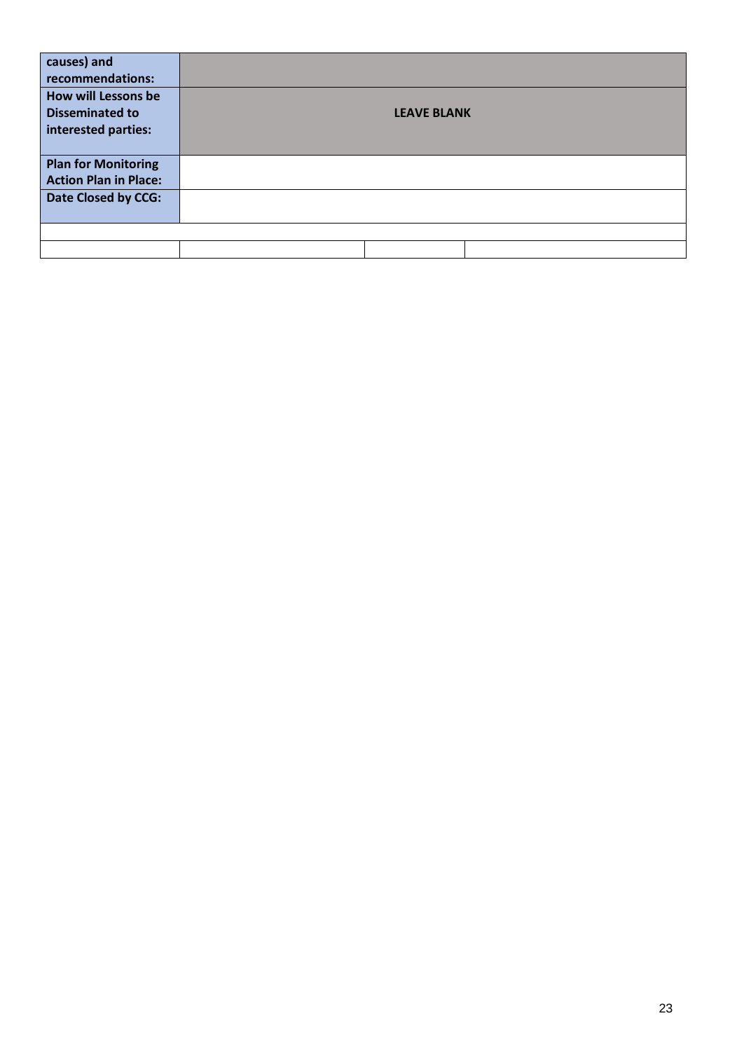| causes) and recommendations: | | | |
|---|---|---|---|
| **How will Lessons be Disseminated to interested parties:** | **LEAVE BLANK** | | |
| **Plan for Monitoring Action Plan in Place:** | | | |
| **Date Closed by CCG:** | | | |
| | | | |
| | | | |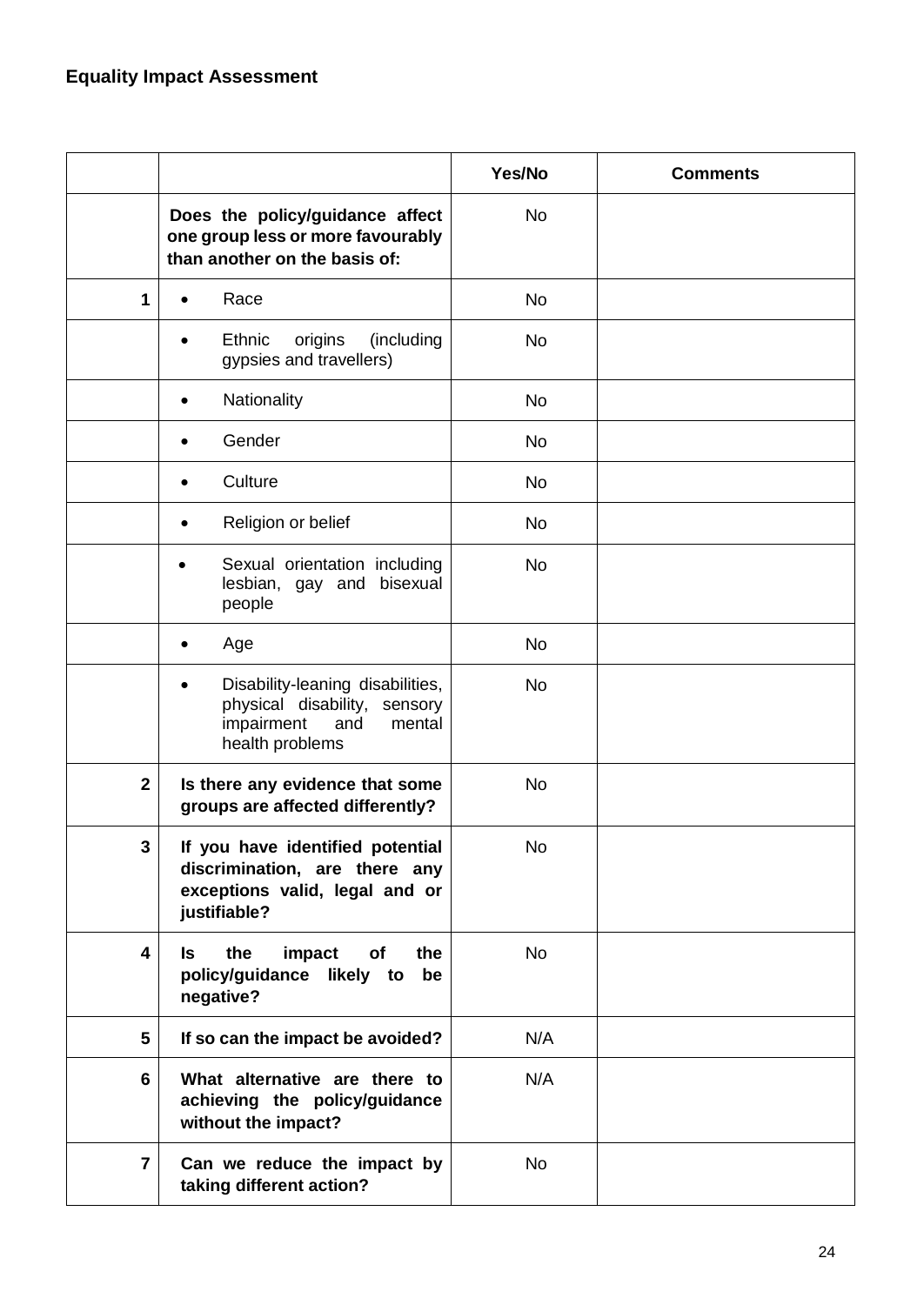**Equality Impact Assessment**

| | | Yes/No | Comments |
|---|---|---|---|
| | **Does the policy/guidance affect one group less or more favourably than another on the basis of:** | No | |
| 1 | • Race | No | |
| | • Ethnic origins (including gypsies and travellers) | No | |
| | • Nationality | No | |
| | • Gender | No | |
| | • Culture | No | |
| | • Religion or belief | No | |
| | • Sexual orientation including lesbian, gay and bisexual people | No | |
| | • Age | No | |
| | • Disability-leaning disabilities, physical disability, sensory impairment and mental health problems | No | |
| 2 | **Is there any evidence that some groups are affected differently?** | No | |
| 3 | **If you have identified potential discrimination, are there any exceptions valid, legal and or justifiable?** | No | |
| 4 | **Is the impact of the policy/guidance likely to be negative?** | No | |
| 5 | **If so can the impact be avoided?** | N/A | |
| 6 | **What alternative are there to achieving the policy/guidance without the impact?** | N/A | |
| 7 | **Can we reduce the impact by taking different action?** | No | |